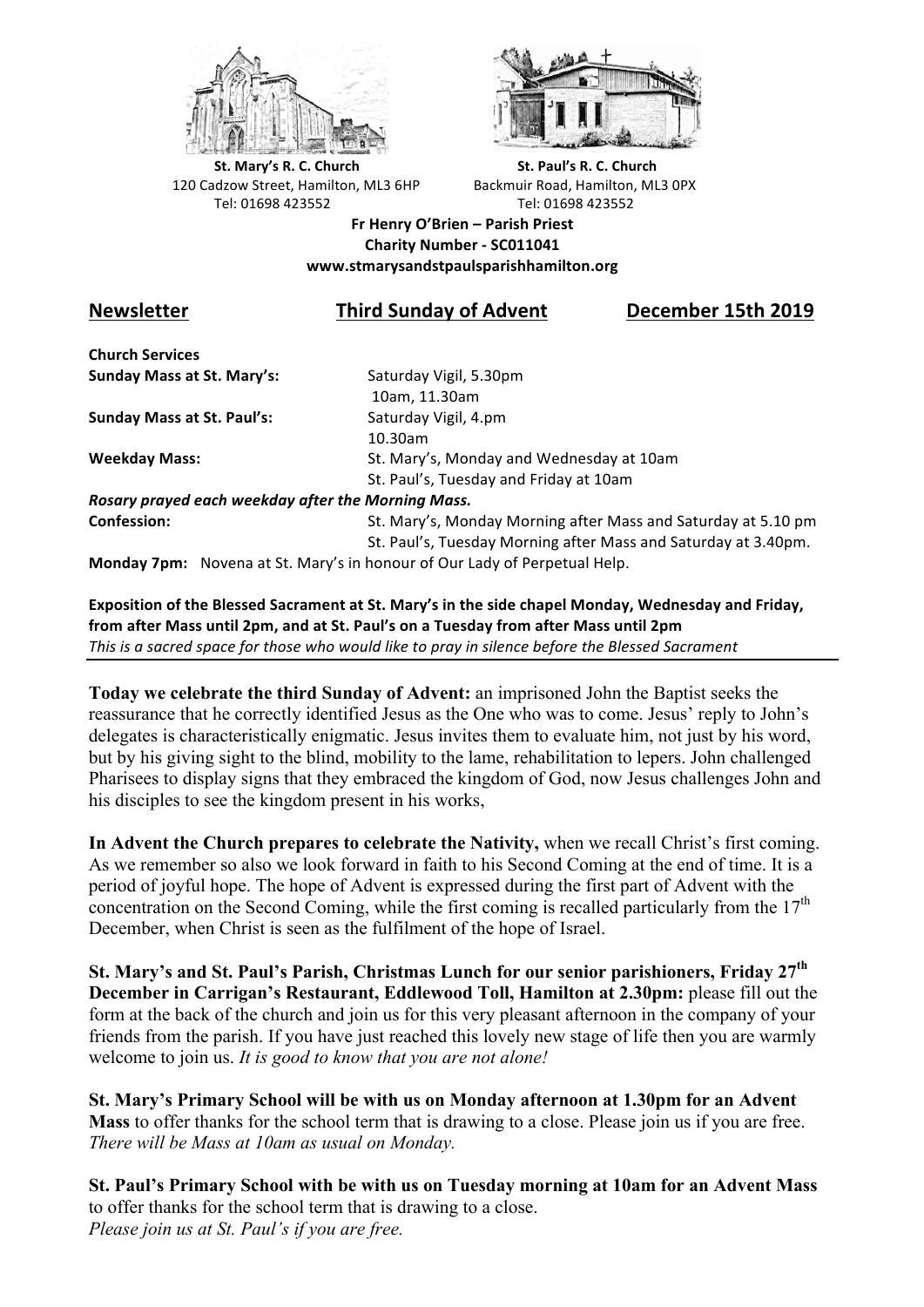St. Mary's R. C. Church
120 Cadzow Street, Hamilton, ML3 6HP
Tel: 01698 423552

St. Paul's R. C. Church
Backmuir Road, Hamilton, ML3 0PX
Tel: 01698 423552

**Fr Henry O'Brien – Parish Priest**
**Charity Number - SC011041**
**www.stmarysandstpaulsparishhamilton.org**

## Newsletter — Third Sunday of Advent — December 15th 2019

**Church Services**

| | |
|---|---|
| **Sunday Mass at St. Mary's:** | Saturday Vigil, 5.30pm<br>10am, 11.30am |
| **Sunday Mass at St. Paul's:** | Saturday Vigil, 4.pm<br>10.30am |
| **Weekday Mass:** | St. Mary's, Monday and Wednesday at 10am<br>St. Paul's, Tuesday and Friday at 10am |

***Rosary prayed each weekday after the Morning Mass.***

| | |
|---|---|
| **Confession:** | St. Mary's, Monday Morning after Mass and Saturday at 5.10 pm<br>St. Paul's, Tuesday Morning after Mass and Saturday at 3.40pm. |

**Monday 7pm:** Novena at St. Mary's in honour of Our Lady of Perpetual Help.

**Exposition of the Blessed Sacrament at St. Mary's in the side chapel Monday, Wednesday and Friday, from after Mass until 2pm, and at St. Paul's on a Tuesday from after Mass until 2pm**
*This is a sacred space for those who would like to pray in silence before the Blessed Sacrament*

---

**Today we celebrate the third Sunday of Advent:** an imprisoned John the Baptist seeks the reassurance that he correctly identified Jesus as the One who was to come. Jesus' reply to John's delegates is characteristically enigmatic. Jesus invites them to evaluate him, not just by his word, but by his giving sight to the blind, mobility to the lame, rehabilitation to lepers. John challenged Pharisees to display signs that they embraced the kingdom of God, now Jesus challenges John and his disciples to see the kingdom present in his works,

**In Advent the Church prepares to celebrate the Nativity,** when we recall Christ's first coming. As we remember so also we look forward in faith to his Second Coming at the end of time. It is a period of joyful hope. The hope of Advent is expressed during the first part of Advent with the concentration on the Second Coming, while the first coming is recalled particularly from the 17th December, when Christ is seen as the fulfilment of the hope of Israel.

**St. Mary's and St. Paul's Parish, Christmas Lunch for our senior parishioners, Friday 27th December in Carrigan's Restaurant, Eddlewood Toll, Hamilton at 2.30pm:** please fill out the form at the back of the church and join us for this very pleasant afternoon in the company of your friends from the parish. If you have just reached this lovely new stage of life then you are warmly welcome to join us. *It is good to know that you are not alone!*

**St. Mary's Primary School will be with us on Monday afternoon at 1.30pm for an Advent Mass** to offer thanks for the school term that is drawing to a close. Please join us if you are free. *There will be Mass at 10am as usual on Monday.*

**St. Paul's Primary School with be with us on Tuesday morning at 10am for an Advent Mass** to offer thanks for the school term that is drawing to a close.
*Please join us at St. Paul's if you are free.*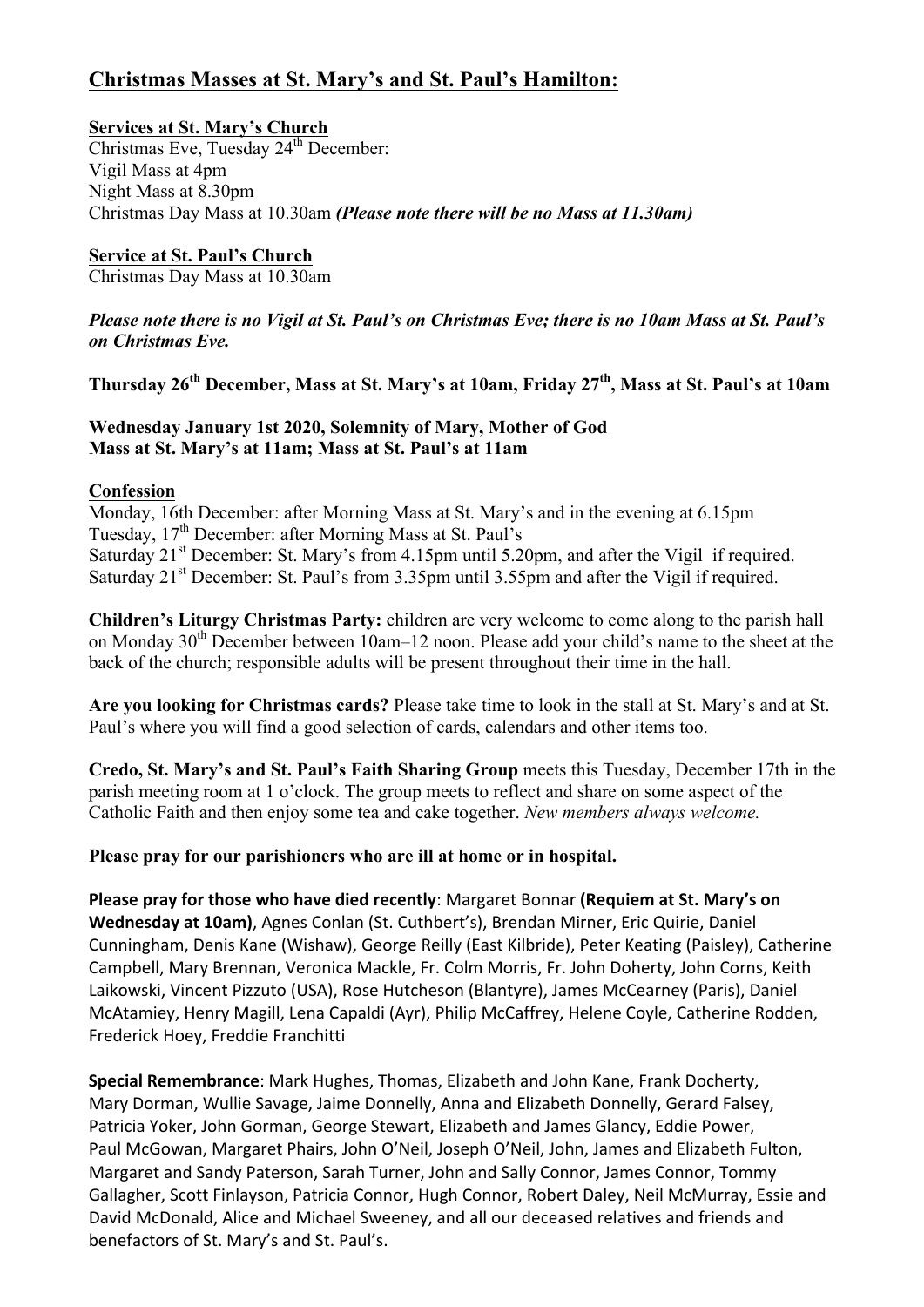## Christmas Masses at St. Mary's and St. Paul's Hamilton:

**Services at St. Mary's Church**

Christmas Eve, Tuesday 24th December:
Vigil Mass at 4pm
Night Mass at 8.30pm
Christmas Day Mass at 10.30am ***(Please note there will be no Mass at 11.30am)***

**Service at St. Paul's Church**

Christmas Day Mass at 10.30am

***Please note there is no Vigil at St. Paul's on Christmas Eve; there is no 10am Mass at St. Paul's on Christmas Eve.***

**Thursday 26th December, Mass at St. Mary's at 10am, Friday 27th, Mass at St. Paul's at 10am**

**Wednesday January 1st 2020, Solemnity of Mary, Mother of God**
**Mass at St. Mary's at 11am; Mass at St. Paul's at 11am**

**Confession**

Monday, 16th December: after Morning Mass at St. Mary's and in the evening at 6.15pm
Tuesday, 17th December: after Morning Mass at St. Paul's
Saturday 21st December: St. Mary's from 4.15pm until 5.20pm, and after the Vigil if required.
Saturday 21st December: St. Paul's from 3.35pm until 3.55pm and after the Vigil if required.

**Children's Liturgy Christmas Party:** children are very welcome to come along to the parish hall on Monday 30th December between 10am–12 noon. Please add your child's name to the sheet at the back of the church; responsible adults will be present throughout their time in the hall.

**Are you looking for Christmas cards?** Please take time to look in the stall at St. Mary's and at St. Paul's where you will find a good selection of cards, calendars and other items too.

**Credo, St. Mary's and St. Paul's Faith Sharing Group** meets this Tuesday, December 17th in the parish meeting room at 1 o'clock. The group meets to reflect and share on some aspect of the Catholic Faith and then enjoy some tea and cake together. *New members always welcome.*

**Please pray for our parishioners who are ill at home or in hospital.**

**Please pray for those who have died recently**: Margaret Bonnar **(Requiem at St. Mary's on Wednesday at 10am)**, Agnes Conlan (St. Cuthbert's), Brendan Mirner, Eric Quirie, Daniel Cunningham, Denis Kane (Wishaw), George Reilly (East Kilbride), Peter Keating (Paisley), Catherine Campbell, Mary Brennan, Veronica Mackle, Fr. Colm Morris, Fr. John Doherty, John Corns, Keith Laikowski, Vincent Pizzuto (USA), Rose Hutcheson (Blantyre), James McCearney (Paris), Daniel McAtamiey, Henry Magill, Lena Capaldi (Ayr), Philip McCaffrey, Helene Coyle, Catherine Rodden, Frederick Hoey, Freddie Franchitti

**Special Remembrance**: Mark Hughes, Thomas, Elizabeth and John Kane, Frank Docherty, Mary Dorman, Wullie Savage, Jaime Donnelly, Anna and Elizabeth Donnelly, Gerard Falsey, Patricia Yoker, John Gorman, George Stewart, Elizabeth and James Glancy, Eddie Power, Paul McGowan, Margaret Phairs, John O'Neil, Joseph O'Neil, John, James and Elizabeth Fulton, Margaret and Sandy Paterson, Sarah Turner, John and Sally Connor, James Connor, Tommy Gallagher, Scott Finlayson, Patricia Connor, Hugh Connor, Robert Daley, Neil McMurray, Essie and David McDonald, Alice and Michael Sweeney, and all our deceased relatives and friends and benefactors of St. Mary's and St. Paul's.